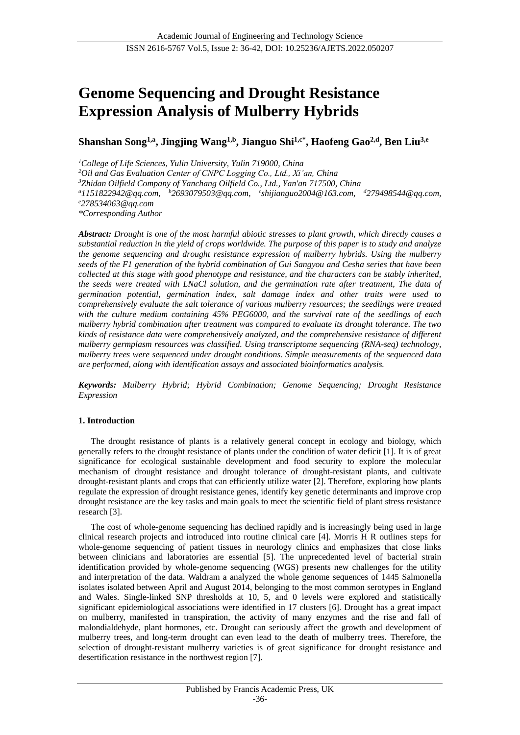# Genome Sequencing and Drought Resistance Expression Analysis of Mulberry Hybrids

**Shanshan Song[1,a], Jingjing Wang[1,b], Jianguo Shi[1,c*], Haofeng Gao[2,d], Ben Liu[3,e]**

*[1]College of Life Sciences, Yulin University, Yulin 719000, China*
*[2]Oil and Gas Evaluation Center of CNPC Logging Co., Ltd., Xi'an, China*
*[3]Zhidan Oilfield Company of Yanchang Oilfield Co., Ltd., Yan'an 717500, China*
*[a]1151822942@qq.com, [b]2693079503@qq.com, [c]shijianguo2004@163.com, [d]279498544@qq.com, [e]278534063@qq.com*
*\*Corresponding Author*

***Abstract:*** *Drought is one of the most harmful abiotic stresses to plant growth, which directly causes a substantial reduction in the yield of crops worldwide. The purpose of this paper is to study and analyze the genome sequencing and drought resistance expression of mulberry hybrids. Using the mulberry seeds of the F1 generation of the hybrid combination of Gui Sangyou and Cesha series that have been collected at this stage with good phenotype and resistance, and the characters can be stably inherited, the seeds were treated with LNaCl solution, and the germination rate after treatment, The data of germination potential, germination index, salt damage index and other traits were used to comprehensively evaluate the salt tolerance of various mulberry resources; the seedlings were treated with the culture medium containing 45% PEG6000, and the survival rate of the seedlings of each mulberry hybrid combination after treatment was compared to evaluate its drought tolerance. The two kinds of resistance data were comprehensively analyzed, and the comprehensive resistance of different mulberry germplasm resources was classified. Using transcriptome sequencing (RNA-seq) technology, mulberry trees were sequenced under drought conditions. Simple measurements of the sequenced data are performed, along with identification assays and associated bioinformatics analysis.*

***Keywords:*** *Mulberry Hybrid; Hybrid Combination; Genome Sequencing; Drought Resistance Expression*

## 1. Introduction

The drought resistance of plants is a relatively general concept in ecology and biology, which generally refers to the drought resistance of plants under the condition of water deficit [1]. It is of great significance for ecological sustainable development and food security to explore the molecular mechanism of drought resistance and drought tolerance of drought-resistant plants, and cultivate drought-resistant plants and crops that can efficiently utilize water [2]. Therefore, exploring how plants regulate the expression of drought resistance genes, identify key genetic determinants and improve crop drought resistance are the key tasks and main goals to meet the scientific field of plant stress resistance research [3].

The cost of whole-genome sequencing has declined rapidly and is increasingly being used in large clinical research projects and introduced into routine clinical care [4]. Morris H R outlines steps for whole-genome sequencing of patient tissues in neurology clinics and emphasizes that close links between clinicians and laboratories are essential [5]. The unprecedented level of bacterial strain identification provided by whole-genome sequencing (WGS) presents new challenges for the utility and interpretation of the data. Waldram a analyzed the whole genome sequences of 1445 Salmonella isolates isolated between April and August 2014, belonging to the most common serotypes in England and Wales. Single-linked SNP thresholds at 10, 5, and 0 levels were explored and statistically significant epidemiological associations were identified in 17 clusters [6]. Drought has a great impact on mulberry, manifested in transpiration, the activity of many enzymes and the rise and fall of malondialdehyde, plant hormones, etc. Drought can seriously affect the growth and development of mulberry trees, and long-term drought can even lead to the death of mulberry trees. Therefore, the selection of drought-resistant mulberry varieties is of great significance for drought resistance and desertification resistance in the northwest region [7].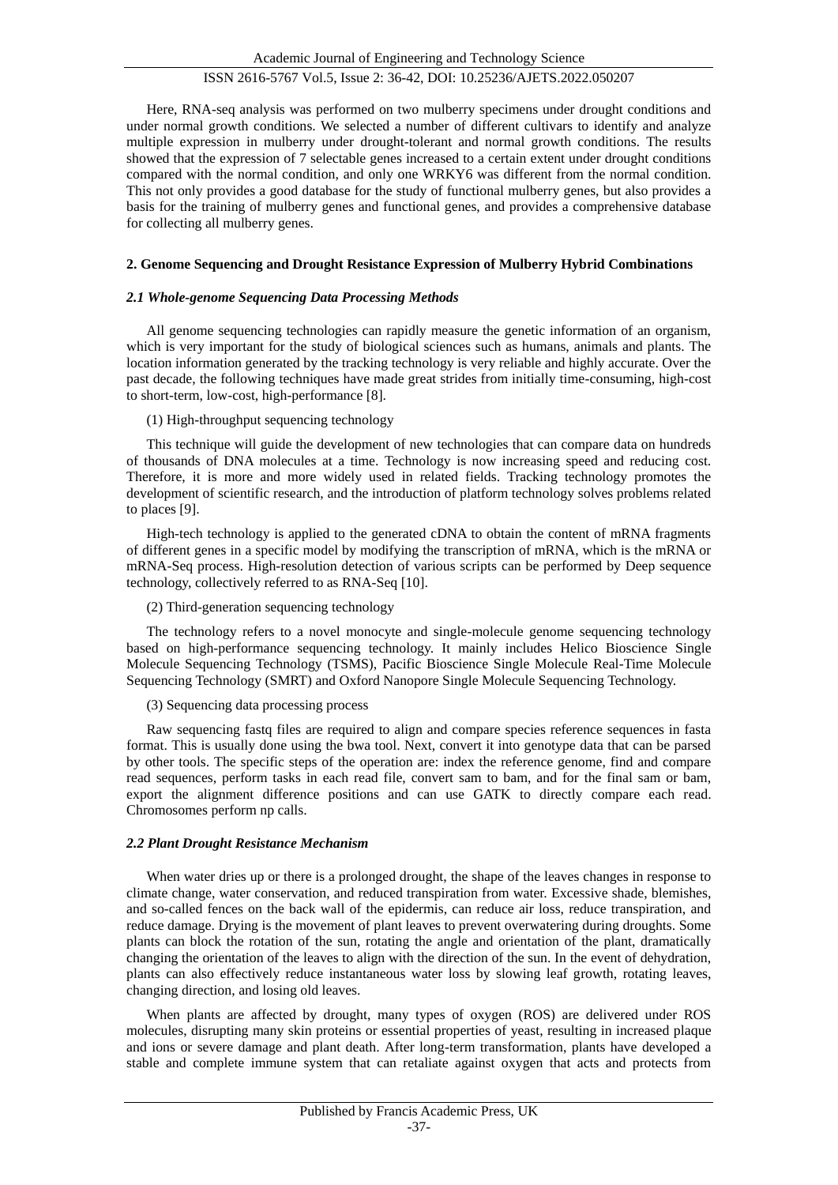Here, RNA-seq analysis was performed on two mulberry specimens under drought conditions and under normal growth conditions. We selected a number of different cultivars to identify and analyze multiple expression in mulberry under drought-tolerant and normal growth conditions. The results showed that the expression of 7 selectable genes increased to a certain extent under drought conditions compared with the normal condition, and only one WRKY6 was different from the normal condition. This not only provides a good database for the study of functional mulberry genes, but also provides a basis for the training of mulberry genes and functional genes, and provides a comprehensive database for collecting all mulberry genes.

## 2. Genome Sequencing and Drought Resistance Expression of Mulberry Hybrid Combinations

### *2.1 Whole-genome Sequencing Data Processing Methods*

All genome sequencing technologies can rapidly measure the genetic information of an organism, which is very important for the study of biological sciences such as humans, animals and plants. The location information generated by the tracking technology is very reliable and highly accurate. Over the past decade, the following techniques have made great strides from initially time-consuming, high-cost to short-term, low-cost, high-performance [8].

(1) High-throughput sequencing technology

This technique will guide the development of new technologies that can compare data on hundreds of thousands of DNA molecules at a time. Technology is now increasing speed and reducing cost. Therefore, it is more and more widely used in related fields. Tracking technology promotes the development of scientific research, and the introduction of platform technology solves problems related to places [9].

High-tech technology is applied to the generated cDNA to obtain the content of mRNA fragments of different genes in a specific model by modifying the transcription of mRNA, which is the mRNA or mRNA-Seq process. High-resolution detection of various scripts can be performed by Deep sequence technology, collectively referred to as RNA-Seq [10].

(2) Third-generation sequencing technology

The technology refers to a novel monocyte and single-molecule genome sequencing technology based on high-performance sequencing technology. It mainly includes Helico Bioscience Single Molecule Sequencing Technology (TSMS), Pacific Bioscience Single Molecule Real-Time Molecule Sequencing Technology (SMRT) and Oxford Nanopore Single Molecule Sequencing Technology.

(3) Sequencing data processing process

Raw sequencing fastq files are required to align and compare species reference sequences in fasta format. This is usually done using the bwa tool. Next, convert it into genotype data that can be parsed by other tools. The specific steps of the operation are: index the reference genome, find and compare read sequences, perform tasks in each read file, convert sam to bam, and for the final sam or bam, export the alignment difference positions and can use GATK to directly compare each read. Chromosomes perform np calls.

### *2.2 Plant Drought Resistance Mechanism*

When water dries up or there is a prolonged drought, the shape of the leaves changes in response to climate change, water conservation, and reduced transpiration from water. Excessive shade, blemishes, and so-called fences on the back wall of the epidermis, can reduce air loss, reduce transpiration, and reduce damage. Drying is the movement of plant leaves to prevent overwatering during droughts. Some plants can block the rotation of the sun, rotating the angle and orientation of the plant, dramatically changing the orientation of the leaves to align with the direction of the sun. In the event of dehydration, plants can also effectively reduce instantaneous water loss by slowing leaf growth, rotating leaves, changing direction, and losing old leaves.

When plants are affected by drought, many types of oxygen (ROS) are delivered under ROS molecules, disrupting many skin proteins or essential properties of yeast, resulting in increased plaque and ions or severe damage and plant death. After long-term transformation, plants have developed a stable and complete immune system that can retaliate against oxygen that acts and protects from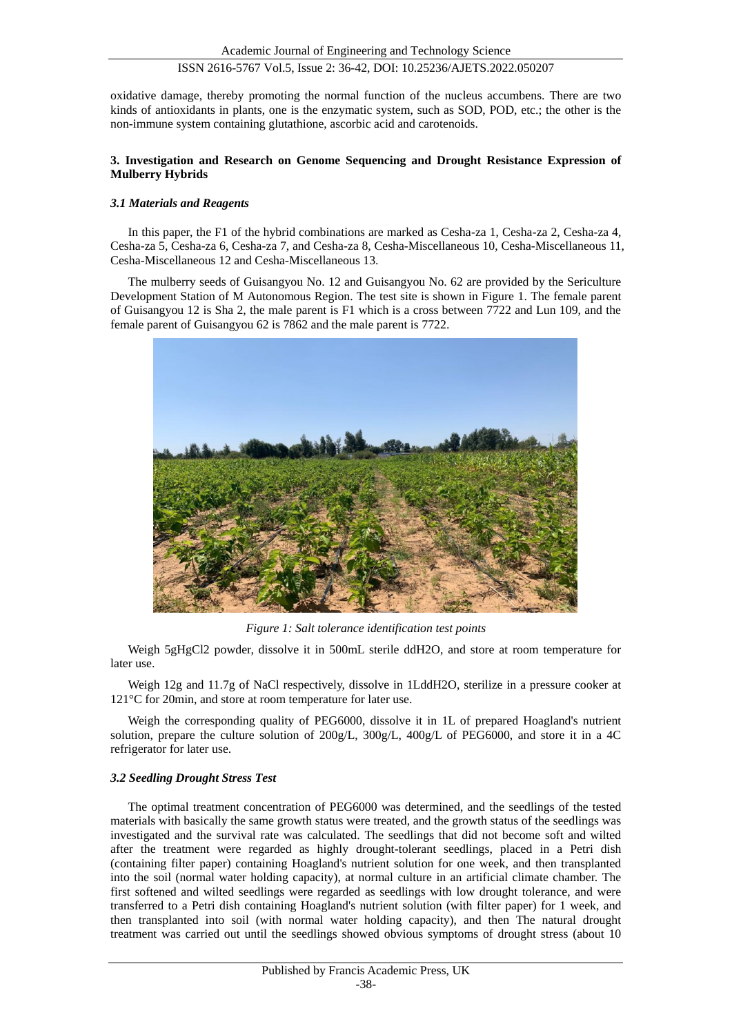oxidative damage, thereby promoting the normal function of the nucleus accumbens. There are two kinds of antioxidants in plants, one is the enzymatic system, such as SOD, POD, etc.; the other is the non-immune system containing glutathione, ascorbic acid and carotenoids.

## 3. Investigation and Research on Genome Sequencing and Drought Resistance Expression of Mulberry Hybrids

### *3.1 Materials and Reagents*

In this paper, the F1 of the hybrid combinations are marked as Cesha-za 1, Cesha-za 2, Cesha-za 4, Cesha-za 5, Cesha-za 6, Cesha-za 7, and Cesha-za 8, Cesha-Miscellaneous 10, Cesha-Miscellaneous 11, Cesha-Miscellaneous 12 and Cesha-Miscellaneous 13.

The mulberry seeds of Guisangyou No. 12 and Guisangyou No. 62 are provided by the Sericulture Development Station of M Autonomous Region. The test site is shown in Figure 1. The female parent of Guisangyou 12 is Sha 2, the male parent is F1 which is a cross between 7722 and Lun 109, and the female parent of Guisangyou 62 is 7862 and the male parent is 7722.

*Figure 1: Salt tolerance identification test points*

Weigh 5g$HgCl_2$ powder, dissolve it in 500mL sterile dd$H_2O$, and store at room temperature for later use.

Weigh 12g and 11.7g of NaCl respectively, dissolve in 1Ldd$H_2O$, sterilize in a pressure cooker at 121°C for 20min, and store at room temperature for later use.

Weigh the corresponding quality of PEG6000, dissolve it in 1L of prepared Hoagland's nutrient solution, prepare the culture solution of 200g/L, 300g/L, 400g/L of PEG6000, and store it in a 4C refrigerator for later use.

### *3.2 Seedling Drought Stress Test*

The optimal treatment concentration of PEG6000 was determined, and the seedlings of the tested materials with basically the same growth status were treated, and the growth status of the seedlings was investigated and the survival rate was calculated. The seedlings that did not become soft and wilted after the treatment were regarded as highly drought-tolerant seedlings, placed in a Petri dish (containing filter paper) containing Hoagland's nutrient solution for one week, and then transplanted into the soil (normal water holding capacity), at normal culture in an artificial climate chamber. The first softened and wilted seedlings were regarded as seedlings with low drought tolerance, and were transferred to a Petri dish containing Hoagland's nutrient solution (with filter paper) for 1 week, and then transplanted into soil (with normal water holding capacity), and then The natural drought treatment was carried out until the seedlings showed obvious symptoms of drought stress (about 10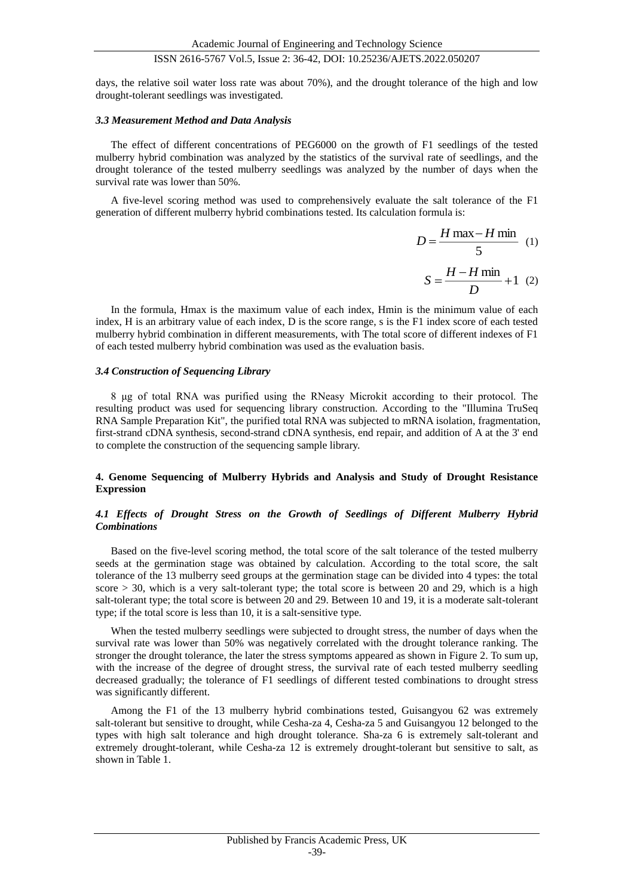days, the relative soil water loss rate was about 70%), and the drought tolerance of the high and low drought-tolerant seedlings was investigated.

### *3.3 Measurement Method and Data Analysis*

The effect of different concentrations of PEG6000 on the growth of F1 seedlings of the tested mulberry hybrid combination was analyzed by the statistics of the survival rate of seedlings, and the drought tolerance of the tested mulberry seedlings was analyzed by the number of days when the survival rate was lower than 50%.

A five-level scoring method was used to comprehensively evaluate the salt tolerance of the F1 generation of different mulberry hybrid combinations tested. Its calculation formula is:

$$D = \frac{H\max - H\min}{5} \quad (1)$$

$$S = \frac{H - H\min}{D} + 1 \quad (2)$$

In the formula, Hmax is the maximum value of each index, Hmin is the minimum value of each index, H is an arbitrary value of each index, D is the score range, s is the F1 index score of each tested mulberry hybrid combination in different measurements, with The total score of different indexes of F1 of each tested mulberry hybrid combination was used as the evaluation basis.

### *3.4 Construction of Sequencing Library*

8 μg of total RNA was purified using the RNeasy Microkit according to their protocol. The resulting product was used for sequencing library construction. According to the "Illumina TruSeq RNA Sample Preparation Kit", the purified total RNA was subjected to mRNA isolation, fragmentation, first-strand cDNA synthesis, second-strand cDNA synthesis, end repair, and addition of A at the 3' end to complete the construction of the sequencing sample library.

## 4. Genome Sequencing of Mulberry Hybrids and Analysis and Study of Drought Resistance Expression

### *4.1 Effects of Drought Stress on the Growth of Seedlings of Different Mulberry Hybrid Combinations*

Based on the five-level scoring method, the total score of the salt tolerance of the tested mulberry seeds at the germination stage was obtained by calculation. According to the total score, the salt tolerance of the 13 mulberry seed groups at the germination stage can be divided into 4 types: the total score > 30, which is a very salt-tolerant type; the total score is between 20 and 29, which is a high salt-tolerant type; the total score is between 20 and 29. Between 10 and 19, it is a moderate salt-tolerant type; if the total score is less than 10, it is a salt-sensitive type.

When the tested mulberry seedlings were subjected to drought stress, the number of days when the survival rate was lower than 50% was negatively correlated with the drought tolerance ranking. The stronger the drought tolerance, the later the stress symptoms appeared as shown in Figure 2. To sum up, with the increase of the degree of drought stress, the survival rate of each tested mulberry seedling decreased gradually; the tolerance of F1 seedlings of different tested combinations to drought stress was significantly different.

Among the F1 of the 13 mulberry hybrid combinations tested, Guisangyou 62 was extremely salt-tolerant but sensitive to drought, while Cesha-za 4, Cesha-za 5 and Guisangyou 12 belonged to the types with high salt tolerance and high drought tolerance. Sha-za 6 is extremely salt-tolerant and extremely drought-tolerant, while Cesha-za 12 is extremely drought-tolerant but sensitive to salt, as shown in Table 1.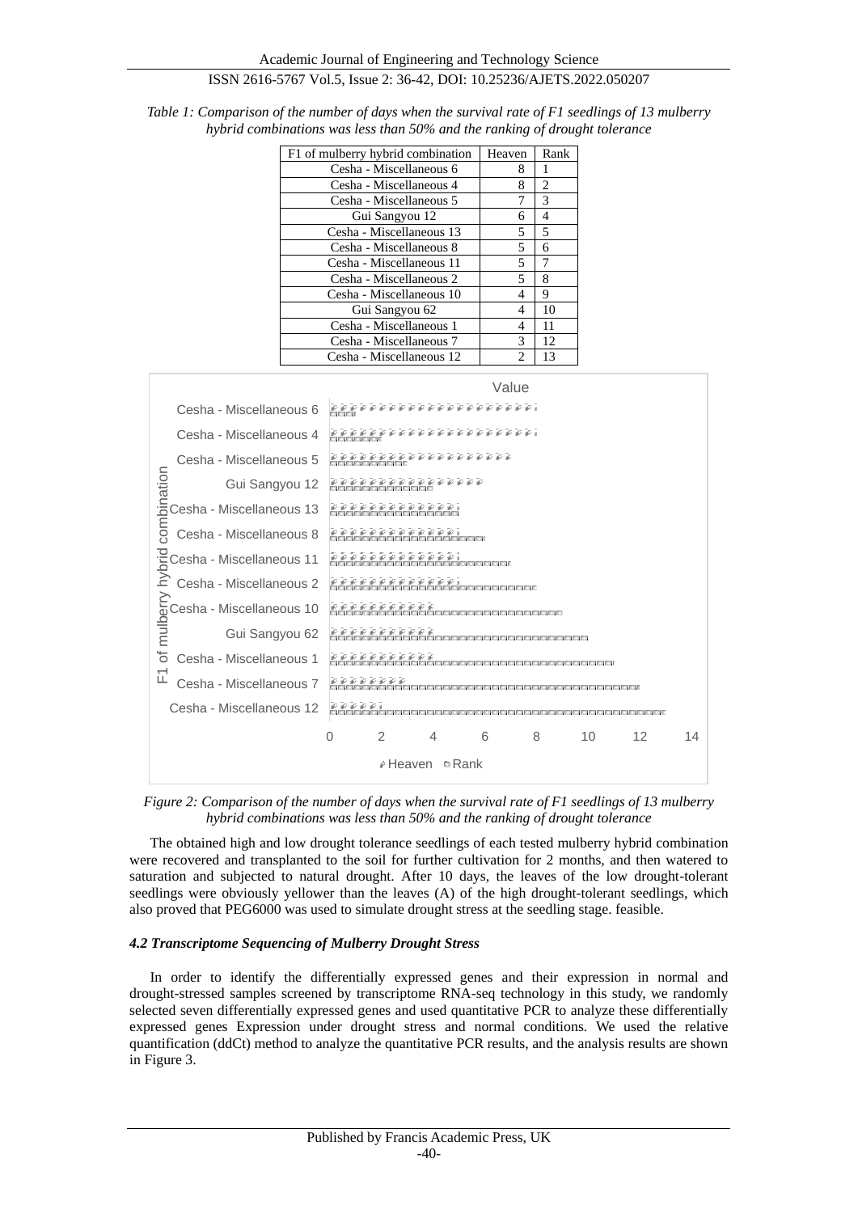*Table 1: Comparison of the number of days when the survival rate of F1 seedlings of 13 mulberry hybrid combinations was less than 50% and the ranking of drought tolerance*

| F1 of mulberry hybrid combination | Heaven | Rank |
|---|---|---|
| Cesha - Miscellaneous 6 | 8 | 1 |
| Cesha - Miscellaneous 4 | 8 | 2 |
| Cesha - Miscellaneous 5 | 7 | 3 |
| Gui Sangyou 12 | 6 | 4 |
| Cesha - Miscellaneous 13 | 5 | 5 |
| Cesha - Miscellaneous 8 | 5 | 6 |
| Cesha - Miscellaneous 11 | 5 | 7 |
| Cesha - Miscellaneous 2 | 5 | 8 |
| Cesha - Miscellaneous 10 | 4 | 9 |
| Gui Sangyou 62 | 4 | 10 |
| Cesha - Miscellaneous 1 | 4 | 11 |
| Cesha - Miscellaneous 7 | 3 | 12 |
| Cesha - Miscellaneous 12 | 2 | 13 |

*Figure 2: Comparison of the number of days when the survival rate of F1 seedlings of 13 mulberry hybrid combinations was less than 50% and the ranking of drought tolerance*

The obtained high and low drought tolerance seedlings of each tested mulberry hybrid combination were recovered and transplanted to the soil for further cultivation for 2 months, and then watered to saturation and subjected to natural drought. After 10 days, the leaves of the low drought-tolerant seedlings were obviously yellower than the leaves (A) of the high drought-tolerant seedlings, which also proved that PEG6000 was used to simulate drought stress at the seedling stage. feasible.

### *4.2 Transcriptome Sequencing of Mulberry Drought Stress*

In order to identify the differentially expressed genes and their expression in normal and drought-stressed samples screened by transcriptome RNA-seq technology in this study, we randomly selected seven differentially expressed genes and used quantitative PCR to analyze these differentially expressed genes Expression under drought stress and normal conditions. We used the relative quantification (ddCt) method to analyze the quantitative PCR results, and the analysis results are shown in Figure 3.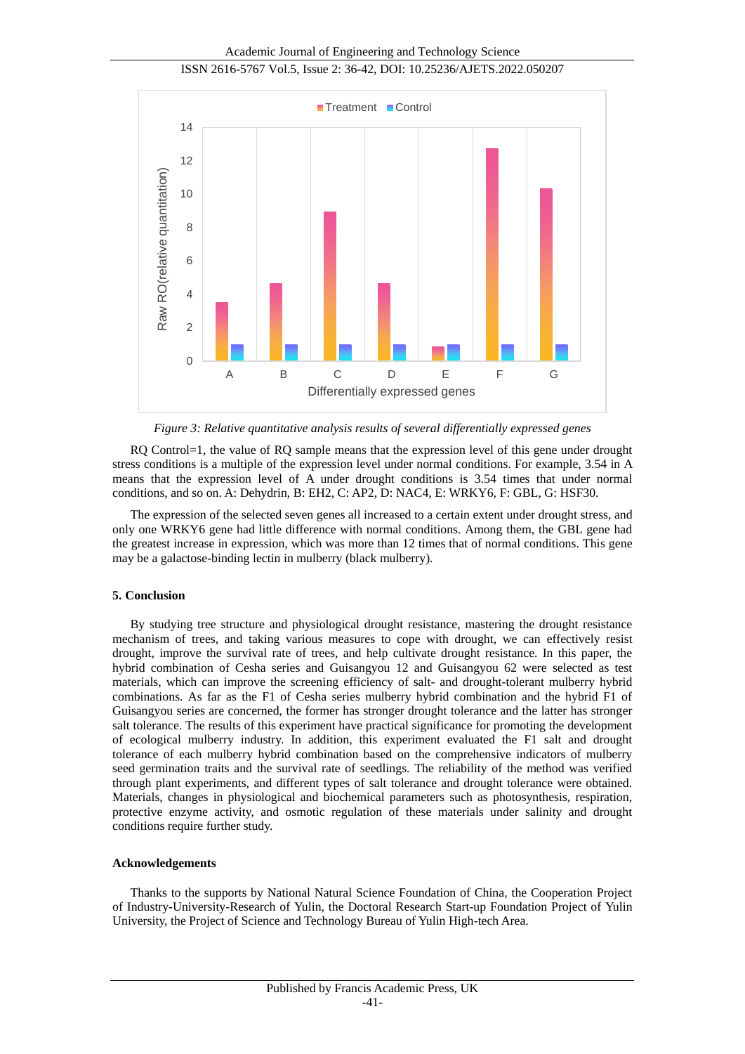*Figure 3: Relative quantitative analysis results of several differentially expressed genes*

RQ Control=1, the value of RQ sample means that the expression level of this gene under drought stress conditions is a multiple of the expression level under normal conditions. For example, 3.54 in A means that the expression level of A under drought conditions is 3.54 times that under normal conditions, and so on. A: Dehydrin, B: EH2, C: AP2, D: NAC4, E: WRKY6, F: GBL, G: HSF30.

The expression of the selected seven genes all increased to a certain extent under drought stress, and only one WRKY6 gene had little difference with normal conditions. Among them, the GBL gene had the greatest increase in expression, which was more than 12 times that of normal conditions. This gene may be a galactose-binding lectin in mulberry (black mulberry).

## 5. Conclusion

By studying tree structure and physiological drought resistance, mastering the drought resistance mechanism of trees, and taking various measures to cope with drought, we can effectively resist drought, improve the survival rate of trees, and help cultivate drought resistance. In this paper, the hybrid combination of Cesha series and Guisangyou 12 and Guisangyou 62 were selected as test materials, which can improve the screening efficiency of salt- and drought-tolerant mulberry hybrid combinations. As far as the F1 of Cesha series mulberry hybrid combination and the hybrid F1 of Guisangyou series are concerned, the former has stronger drought tolerance and the latter has stronger salt tolerance. The results of this experiment have practical significance for promoting the development of ecological mulberry industry. In addition, this experiment evaluated the F1 salt and drought tolerance of each mulberry hybrid combination based on the comprehensive indicators of mulberry seed germination traits and the survival rate of seedlings. The reliability of the method was verified through plant experiments, and different types of salt tolerance and drought tolerance were obtained. Materials, changes in physiological and biochemical parameters such as photosynthesis, respiration, protective enzyme activity, and osmotic regulation of these materials under salinity and drought conditions require further study.

## Acknowledgements

Thanks to the supports by National Natural Science Foundation of China, the Cooperation Project of Industry-University-Research of Yulin, the Doctoral Research Start-up Foundation Project of Yulin University, the Project of Science and Technology Bureau of Yulin High-tech Area.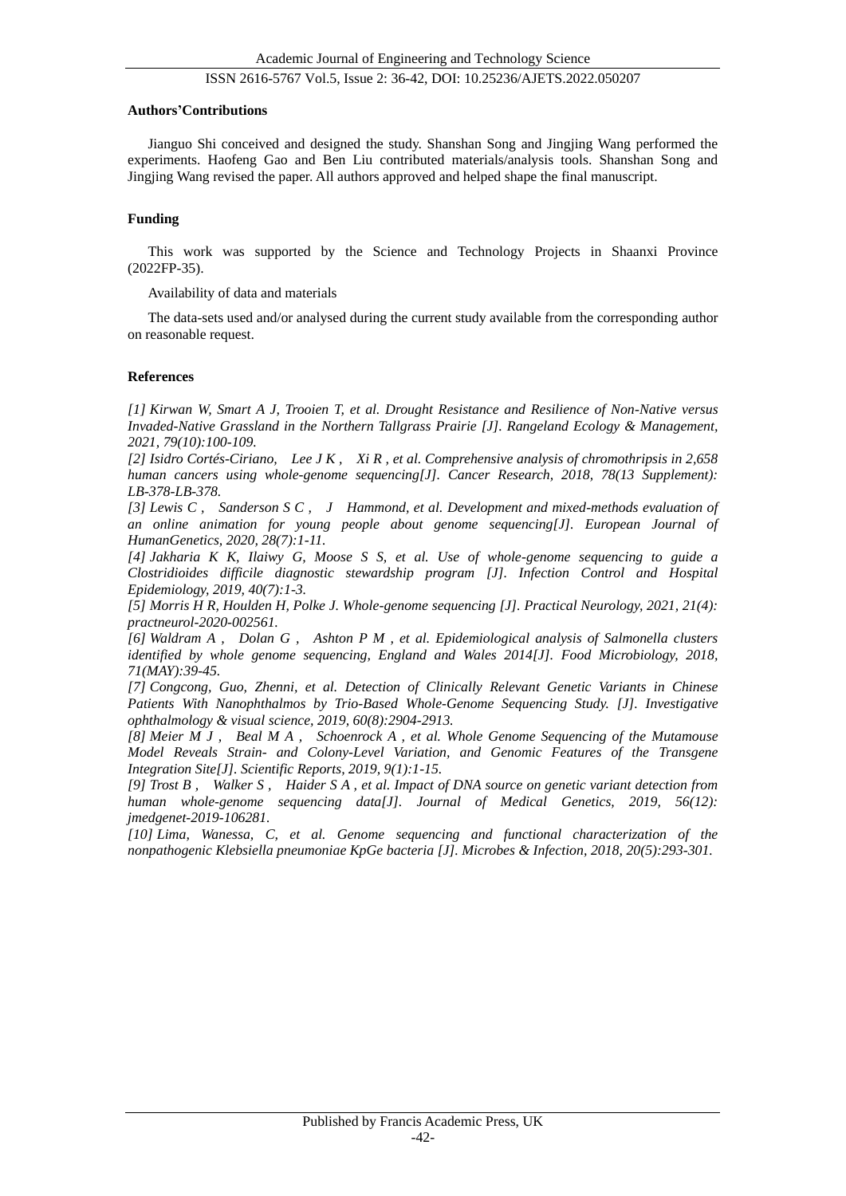**Authors'Contributions**

Jianguo Shi conceived and designed the study. Shanshan Song and Jingjing Wang performed the experiments. Haofeng Gao and Ben Liu contributed materials/analysis tools. Shanshan Song and Jingjing Wang revised the paper. All authors approved and helped shape the final manuscript.

**Funding**

This work was supported by the Science and Technology Projects in Shaanxi Province (2022FP-35).

Availability of data and materials

The data-sets used and/or analysed during the current study available from the corresponding author on reasonable request.

**References**

*[1] Kirwan W, Smart A J, Trooien T, et al. Drought Resistance and Resilience of Non-Native versus Invaded-Native Grassland in the Northern Tallgrass Prairie [J]. Rangeland Ecology & Management, 2021, 79(10):100-109.*

*[2] Isidro Cortés-Ciriano, Lee J K , Xi R , et al. Comprehensive analysis of chromothripsis in 2,658 human cancers using whole-genome sequencing[J]. Cancer Research, 2018, 78(13 Supplement): LB-378-LB-378.*

*[3] Lewis C , Sanderson S C , J Hammond, et al. Development and mixed-methods evaluation of an online animation for young people about genome sequencing[J]. European Journal of HumanGenetics, 2020, 28(7):1-11.*

*[4] Jakharia K K, Ilaiwy G, Moose S S, et al. Use of whole-genome sequencing to guide a Clostridioides difficile diagnostic stewardship program [J]. Infection Control and Hospital Epidemiology, 2019, 40(7):1-3.*

*[5] Morris H R, Houlden H, Polke J. Whole-genome sequencing [J]. Practical Neurology, 2021, 21(4): practneurol-2020-002561.*

*[6] Waldram A , Dolan G , Ashton P M , et al. Epidemiological analysis of Salmonella clusters identified by whole genome sequencing, England and Wales 2014[J]. Food Microbiology, 2018, 71(MAY):39-45.*

*[7] Congcong, Guo, Zhenni, et al. Detection of Clinically Relevant Genetic Variants in Chinese Patients With Nanophthalmos by Trio-Based Whole-Genome Sequencing Study. [J]. Investigative ophthalmology & visual science, 2019, 60(8):2904-2913.*

*[8] Meier M J , Beal M A , Schoenrock A , et al. Whole Genome Sequencing of the Mutamouse Model Reveals Strain- and Colony-Level Variation, and Genomic Features of the Transgene Integration Site[J]. Scientific Reports, 2019, 9(1):1-15.*

*[9] Trost B , Walker S , Haider S A , et al. Impact of DNA source on genetic variant detection from human whole-genome sequencing data[J]. Journal of Medical Genetics, 2019, 56(12): jmedgenet-2019-106281.*

*[10] Lima, Wanessa, C, et al. Genome sequencing and functional characterization of the nonpathogenic Klebsiella pneumoniae KpGe bacteria [J]. Microbes & Infection, 2018, 20(5):293-301.*